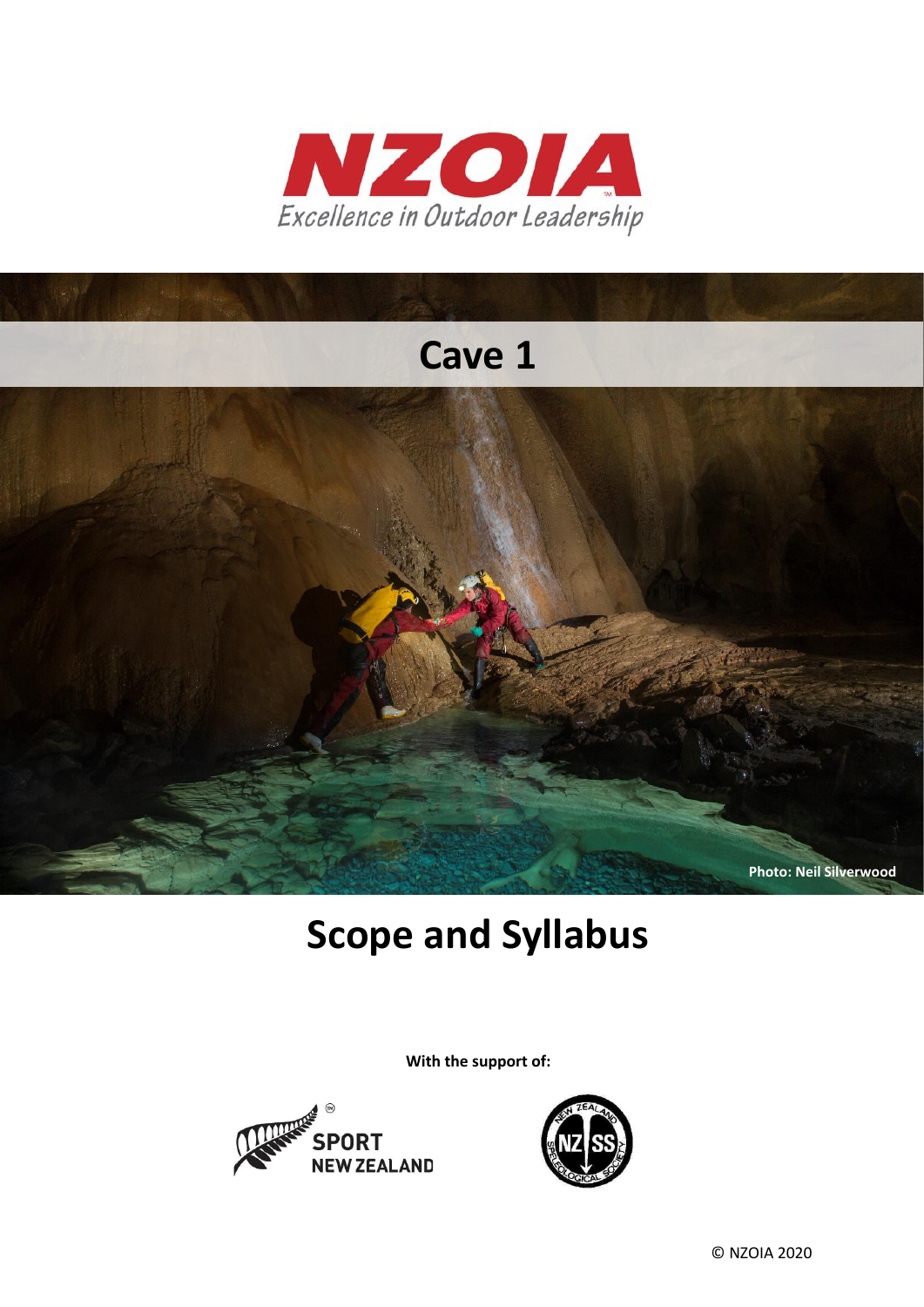NZOIA

*Excellence in Outdoor Leadership*

# Cave 1

Photo: Neil Silverwood

# Scope and Syllabus

**With the support of:**

SPORT NEW ZEALAND

NEW ZEALAND SPELEOLOGICAL SOCIETY NZSS

© NZOIA 2020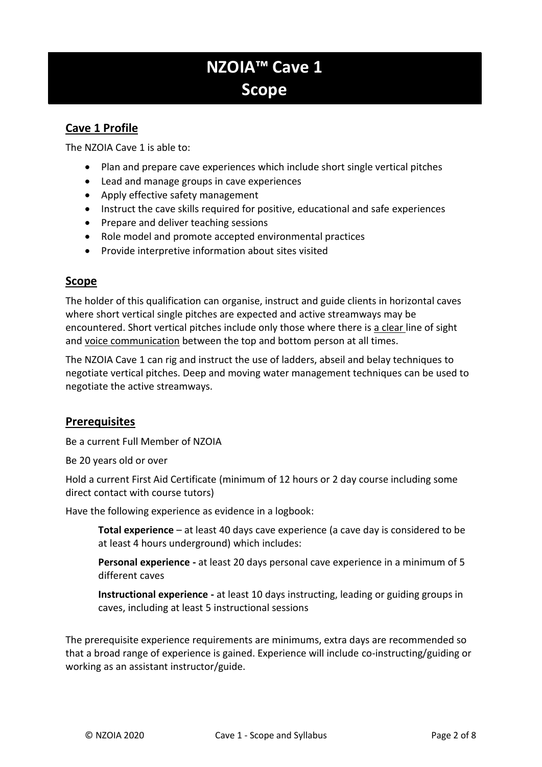# NZOIA™ Cave 1 Scope

## Cave 1 Profile

The NZOIA Cave 1 is able to:

- Plan and prepare cave experiences which include short single vertical pitches
- Lead and manage groups in cave experiences
- Apply effective safety management
- Instruct the cave skills required for positive, educational and safe experiences
- Prepare and deliver teaching sessions
- Role model and promote accepted environmental practices
- Provide interpretive information about sites visited

## Scope

The holder of this qualification can organise, instruct and guide clients in horizontal caves where short vertical single pitches are expected and active streamways may be encountered. Short vertical pitches include only those where there is <u>a clear</u> line of sight and <u>voice communication</u> between the top and bottom person at all times.

The NZOIA Cave 1 can rig and instruct the use of ladders, abseil and belay techniques to negotiate vertical pitches. Deep and moving water management techniques can be used to negotiate the active streamways.

## Prerequisites

Be a current Full Member of NZOIA

Be 20 years old or over

Hold a current First Aid Certificate (minimum of 12 hours or 2 day course including some direct contact with course tutors)

Have the following experience as evidence in a logbook:

> **Total experience** – at least 40 days cave experience (a cave day is considered to be at least 4 hours underground) which includes:
>
> **Personal experience -** at least 20 days personal cave experience in a minimum of 5 different caves
>
> **Instructional experience -** at least 10 days instructing, leading or guiding groups in caves, including at least 5 instructional sessions

The prerequisite experience requirements are minimums, extra days are recommended so that a broad range of experience is gained. Experience will include co-instructing/guiding or working as an assistant instructor/guide.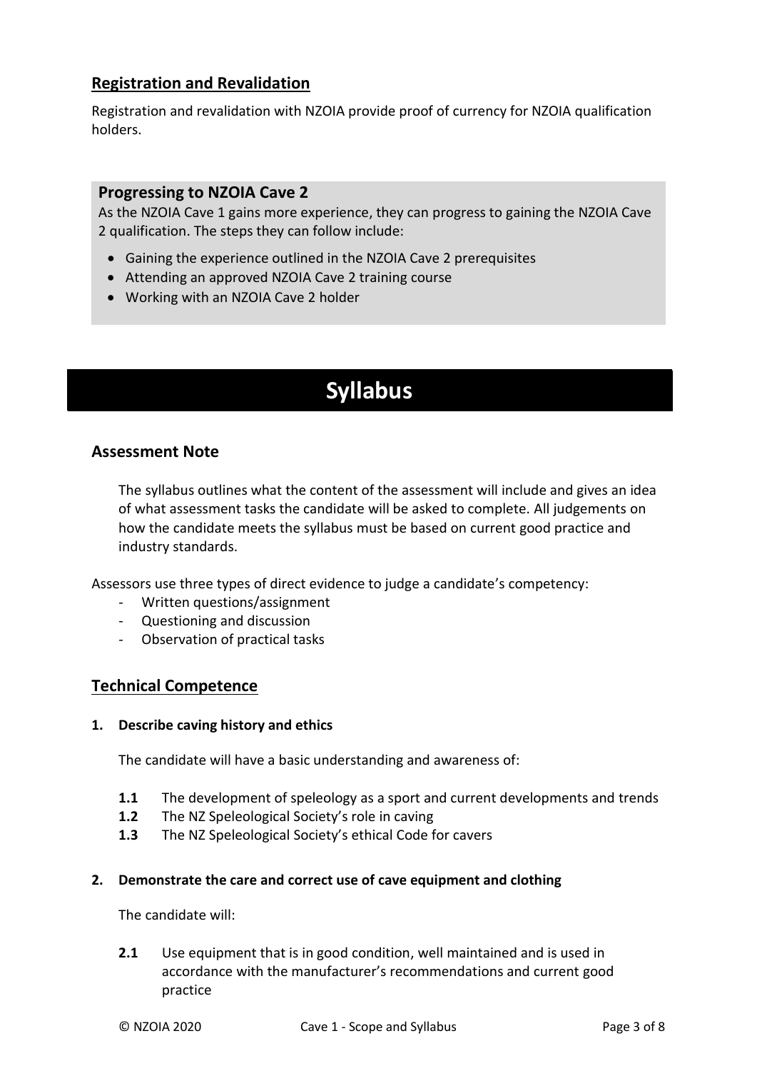## Registration and Revalidation

Registration and revalidation with NZOIA provide proof of currency for NZOIA qualification holders.

### Progressing to NZOIA Cave 2

As the NZOIA Cave 1 gains more experience, they can progress to gaining the NZOIA Cave 2 qualification. The steps they can follow include:

- Gaining the experience outlined in the NZOIA Cave 2 prerequisites
- Attending an approved NZOIA Cave 2 training course
- Working with an NZOIA Cave 2 holder

# Syllabus

### Assessment Note

The syllabus outlines what the content of the assessment will include and gives an idea of what assessment tasks the candidate will be asked to complete. All judgements on how the candidate meets the syllabus must be based on current good practice and industry standards.

Assessors use three types of direct evidence to judge a candidate's competency:

- Written questions/assignment
- Questioning and discussion
- Observation of practical tasks

## Technical Competence

**1. Describe caving history and ethics**

The candidate will have a basic understanding and awareness of:

- **1.1** The development of speleology as a sport and current developments and trends
- **1.2** The NZ Speleological Society's role in caving
- **1.3** The NZ Speleological Society's ethical Code for cavers

**2. Demonstrate the care and correct use of cave equipment and clothing**

The candidate will:

- **2.1** Use equipment that is in good condition, well maintained and is used in accordance with the manufacturer's recommendations and current good practice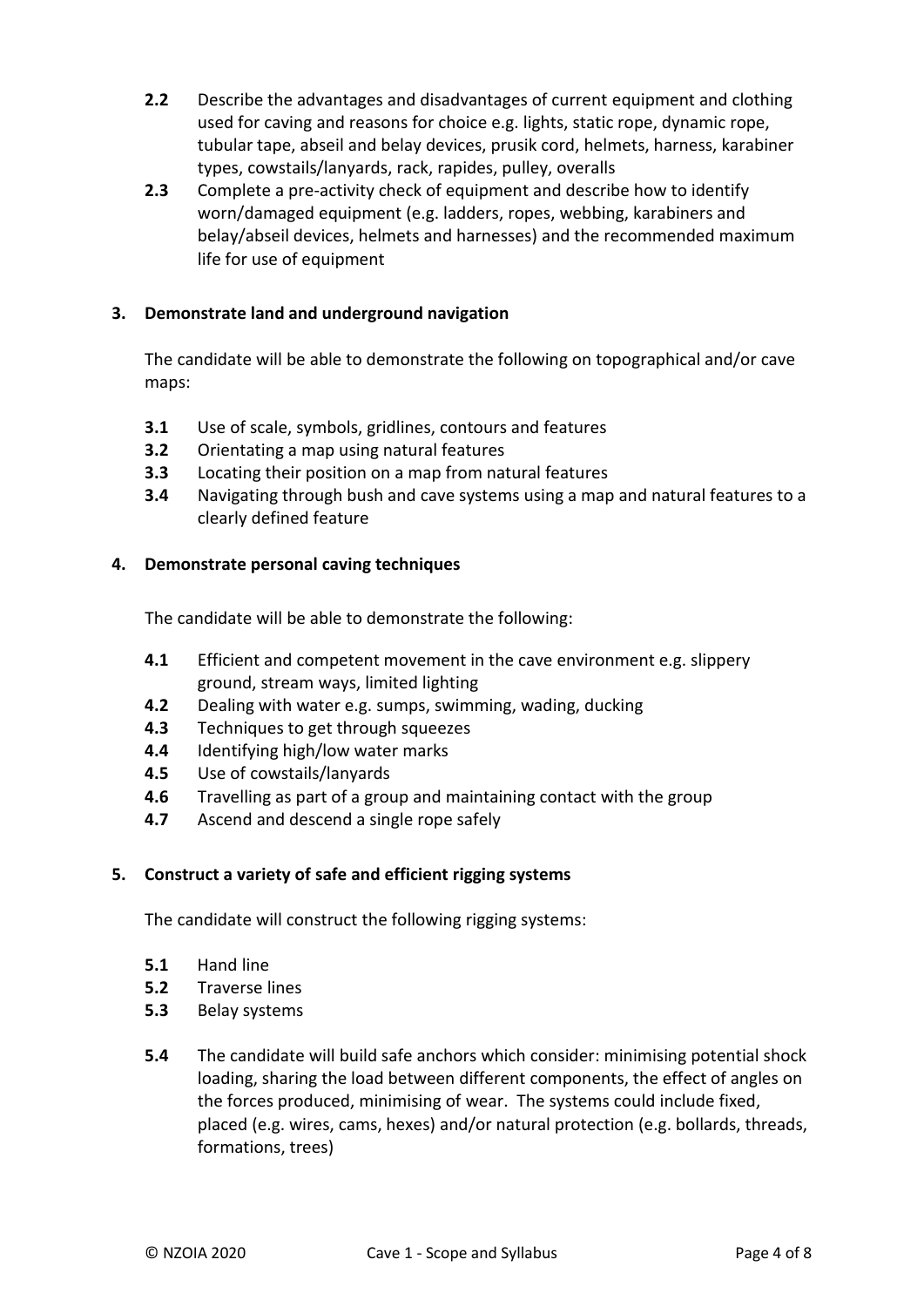**2.2** Describe the advantages and disadvantages of current equipment and clothing used for caving and reasons for choice e.g. lights, static rope, dynamic rope, tubular tape, abseil and belay devices, prusik cord, helmets, harness, karabiner types, cowstails/lanyards, rack, rapides, pulley, overalls

**2.3** Complete a pre-activity check of equipment and describe how to identify worn/damaged equipment (e.g. ladders, ropes, webbing, karabiners and belay/abseil devices, helmets and harnesses) and the recommended maximum life for use of equipment

### 3. Demonstrate land and underground navigation

The candidate will be able to demonstrate the following on topographical and/or cave maps:

**3.1** Use of scale, symbols, gridlines, contours and features

**3.2** Orientating a map using natural features

**3.3** Locating their position on a map from natural features

**3.4** Navigating through bush and cave systems using a map and natural features to a clearly defined feature

### 4. Demonstrate personal caving techniques

The candidate will be able to demonstrate the following:

**4.1** Efficient and competent movement in the cave environment e.g. slippery ground, stream ways, limited lighting

**4.2** Dealing with water e.g. sumps, swimming, wading, ducking

**4.3** Techniques to get through squeezes

**4.4** Identifying high/low water marks

**4.5** Use of cowstails/lanyards

**4.6** Travelling as part of a group and maintaining contact with the group

**4.7** Ascend and descend a single rope safely

### 5. Construct a variety of safe and efficient rigging systems

The candidate will construct the following rigging systems:

**5.1** Hand line

**5.2** Traverse lines

**5.3** Belay systems

**5.4** The candidate will build safe anchors which consider: minimising potential shock loading, sharing the load between different components, the effect of angles on the forces produced, minimising of wear. The systems could include fixed, placed (e.g. wires, cams, hexes) and/or natural protection (e.g. bollards, threads, formations, trees)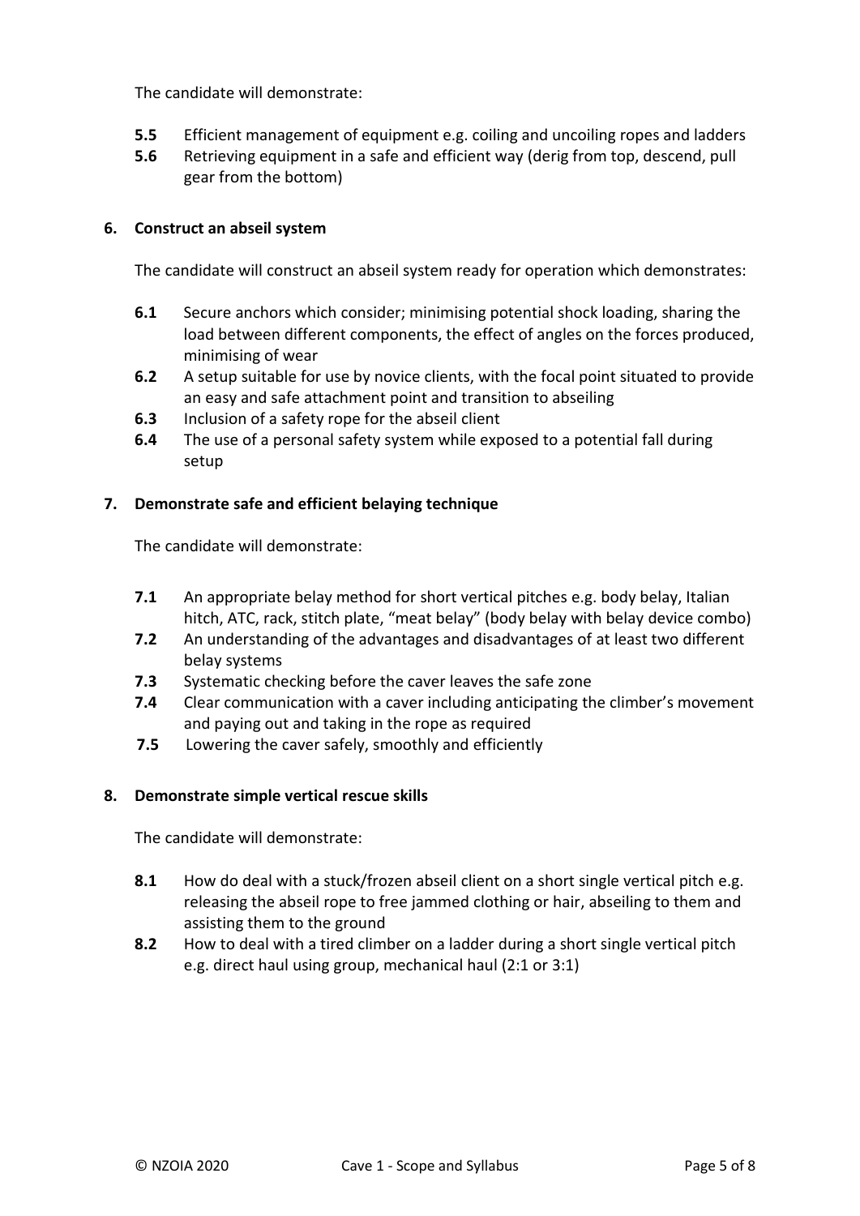The candidate will demonstrate:

- **5.5** Efficient management of equipment e.g. coiling and uncoiling ropes and ladders
- **5.6** Retrieving equipment in a safe and efficient way (derig from top, descend, pull gear from the bottom)

## 6. Construct an abseil system

The candidate will construct an abseil system ready for operation which demonstrates:

- **6.1** Secure anchors which consider; minimising potential shock loading, sharing the load between different components, the effect of angles on the forces produced, minimising of wear
- **6.2** A setup suitable for use by novice clients, with the focal point situated to provide an easy and safe attachment point and transition to abseiling
- **6.3** Inclusion of a safety rope for the abseil client
- **6.4** The use of a personal safety system while exposed to a potential fall during setup

## 7. Demonstrate safe and efficient belaying technique

The candidate will demonstrate:

- **7.1** An appropriate belay method for short vertical pitches e.g. body belay, Italian hitch, ATC, rack, stitch plate, "meat belay" (body belay with belay device combo)
- **7.2** An understanding of the advantages and disadvantages of at least two different belay systems
- **7.3** Systematic checking before the caver leaves the safe zone
- **7.4** Clear communication with a caver including anticipating the climber's movement and paying out and taking in the rope as required
- **7.5** Lowering the caver safely, smoothly and efficiently

## 8. Demonstrate simple vertical rescue skills

The candidate will demonstrate:

- **8.1** How do deal with a stuck/frozen abseil client on a short single vertical pitch e.g. releasing the abseil rope to free jammed clothing or hair, abseiling to them and assisting them to the ground
- **8.2** How to deal with a tired climber on a ladder during a short single vertical pitch e.g. direct haul using group, mechanical haul (2:1 or 3:1)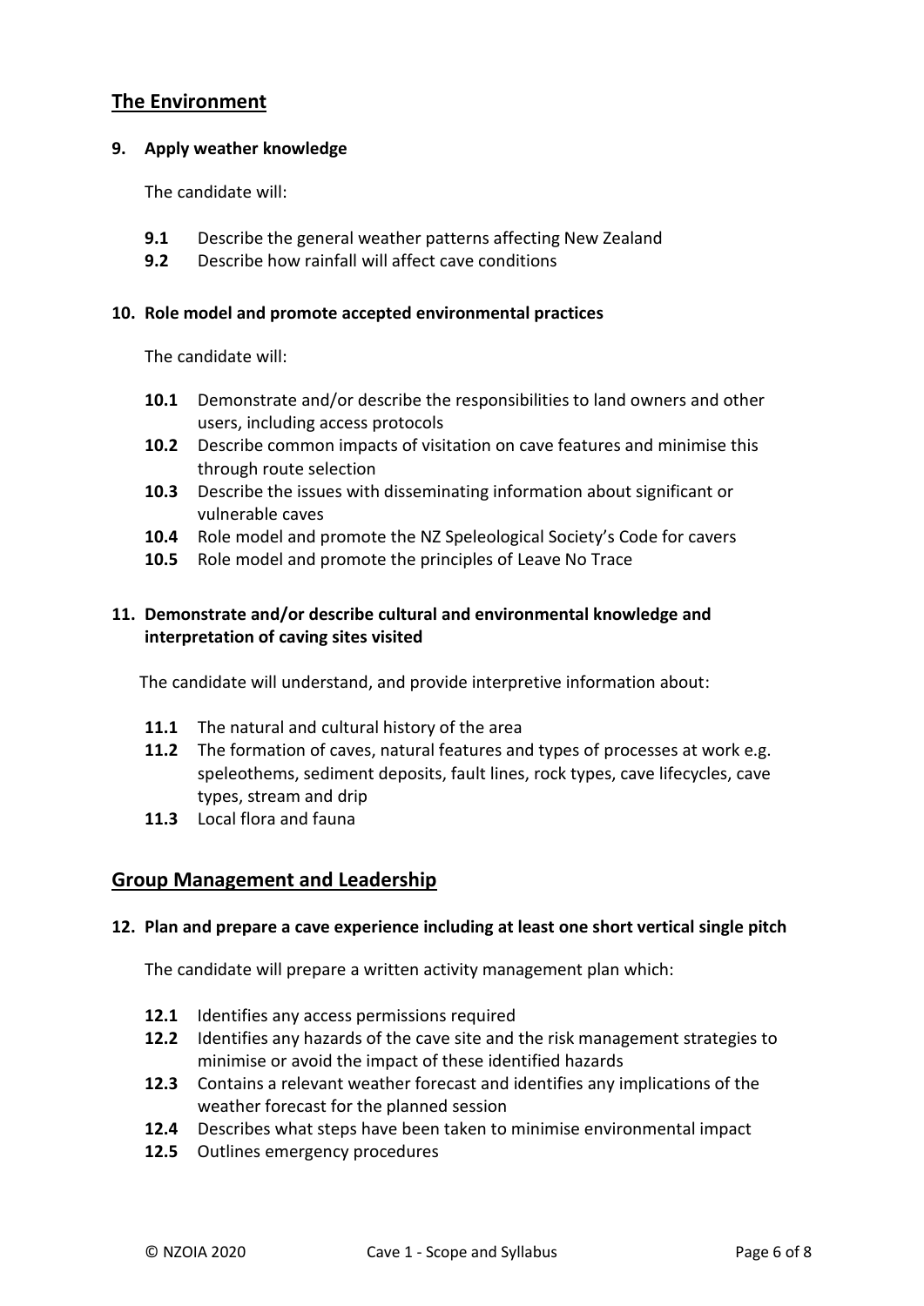## The Environment

### 9. Apply weather knowledge

The candidate will:

- **9.1** Describe the general weather patterns affecting New Zealand
- **9.2** Describe how rainfall will affect cave conditions

### 10. Role model and promote accepted environmental practices

The candidate will:

- **10.1** Demonstrate and/or describe the responsibilities to land owners and other users, including access protocols
- **10.2** Describe common impacts of visitation on cave features and minimise this through route selection
- **10.3** Describe the issues with disseminating information about significant or vulnerable caves
- **10.4** Role model and promote the NZ Speleological Society's Code for cavers
- **10.5** Role model and promote the principles of Leave No Trace

### 11. Demonstrate and/or describe cultural and environmental knowledge and interpretation of caving sites visited

The candidate will understand, and provide interpretive information about:

- **11.1** The natural and cultural history of the area
- **11.2** The formation of caves, natural features and types of processes at work e.g. speleothems, sediment deposits, fault lines, rock types, cave lifecycles, cave types, stream and drip
- **11.3** Local flora and fauna

## Group Management and Leadership

### 12. Plan and prepare a cave experience including at least one short vertical single pitch

The candidate will prepare a written activity management plan which:

- **12.1** Identifies any access permissions required
- **12.2** Identifies any hazards of the cave site and the risk management strategies to minimise or avoid the impact of these identified hazards
- **12.3** Contains a relevant weather forecast and identifies any implications of the weather forecast for the planned session
- **12.4** Describes what steps have been taken to minimise environmental impact
- **12.5** Outlines emergency procedures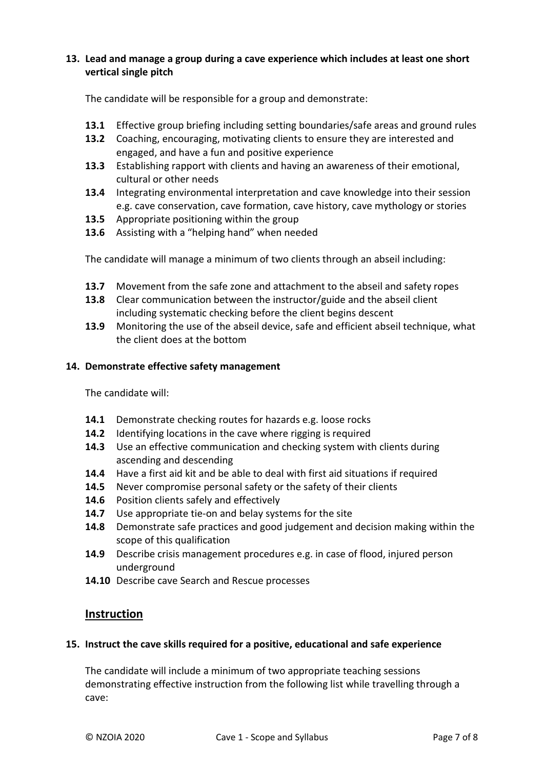### 13. Lead and manage a group during a cave experience which includes at least one short vertical single pitch

The candidate will be responsible for a group and demonstrate:

- **13.1** Effective group briefing including setting boundaries/safe areas and ground rules
- **13.2** Coaching, encouraging, motivating clients to ensure they are interested and engaged, and have a fun and positive experience
- **13.3** Establishing rapport with clients and having an awareness of their emotional, cultural or other needs
- **13.4** Integrating environmental interpretation and cave knowledge into their session e.g. cave conservation, cave formation, cave history, cave mythology or stories
- **13.5** Appropriate positioning within the group
- **13.6** Assisting with a "helping hand" when needed

The candidate will manage a minimum of two clients through an abseil including:

- **13.7** Movement from the safe zone and attachment to the abseil and safety ropes
- **13.8** Clear communication between the instructor/guide and the abseil client including systematic checking before the client begins descent
- **13.9** Monitoring the use of the abseil device, safe and efficient abseil technique, what the client does at the bottom

### 14. Demonstrate effective safety management

The candidate will:

- **14.1** Demonstrate checking routes for hazards e.g. loose rocks
- **14.2** Identifying locations in the cave where rigging is required
- **14.3** Use an effective communication and checking system with clients during ascending and descending
- **14.4** Have a first aid kit and be able to deal with first aid situations if required
- **14.5** Never compromise personal safety or the safety of their clients
- **14.6** Position clients safely and effectively
- **14.7** Use appropriate tie-on and belay systems for the site
- **14.8** Demonstrate safe practices and good judgement and decision making within the scope of this qualification
- **14.9** Describe crisis management procedures e.g. in case of flood, injured person underground
- **14.10** Describe cave Search and Rescue processes

## Instruction

### 15. Instruct the cave skills required for a positive, educational and safe experience

The candidate will include a minimum of two appropriate teaching sessions demonstrating effective instruction from the following list while travelling through a cave: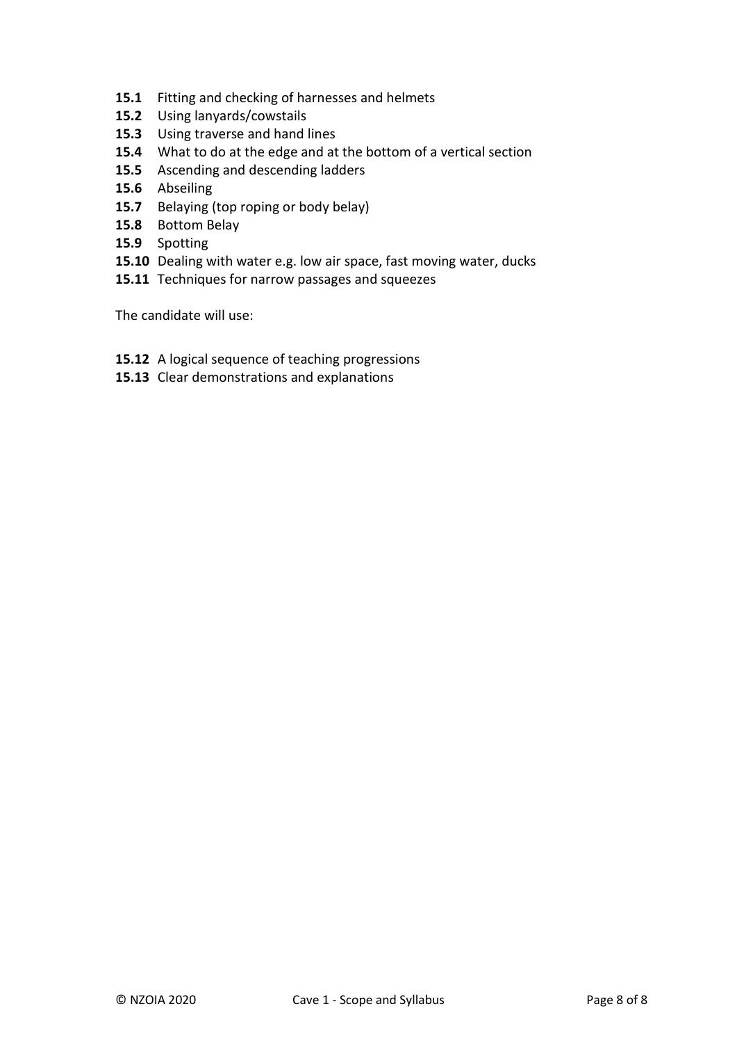**15.1** Fitting and checking of harnesses and helmets
**15.2** Using lanyards/cowstails
**15.3** Using traverse and hand lines
**15.4** What to do at the edge and at the bottom of a vertical section
**15.5** Ascending and descending ladders
**15.6** Abseiling
**15.7** Belaying (top roping or body belay)
**15.8** Bottom Belay
**15.9** Spotting
**15.10** Dealing with water e.g. low air space, fast moving water, ducks
**15.11** Techniques for narrow passages and squeezes

The candidate will use:

**15.12** A logical sequence of teaching progressions
**15.13** Clear demonstrations and explanations